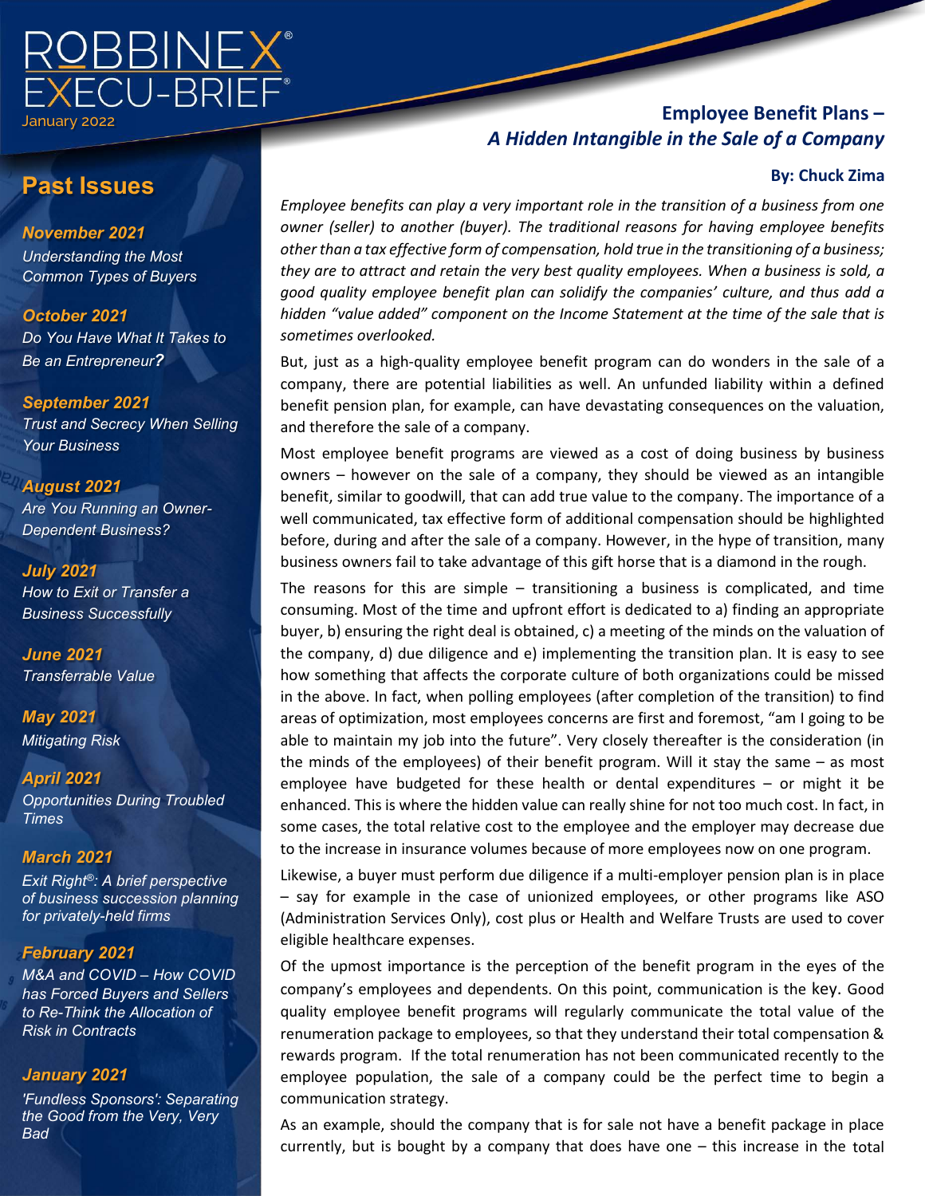# ROBBINEX® EXECU-BRIEF®

January 2022

## Employee Benefit Plans – *A Hidden Intangible in the Sale of a Company*

**By: Chuck Zima**

*Employee benefits can play a very important role in the transition of a business from one owner (seller) to another (buyer). The traditional reasons for having employee benefits other than a tax effective form of compensation, hold true in the transitioning of a business; they are to attract and retain the very best quality employees. When a business is sold, a good quality employee benefit plan can solidify the companies' culture, and thus add a hidden "value added" component on the Income Statement at the time of the sale that is sometimes overlooked.*

But, just as a high-quality employee benefit program can do wonders in the sale of a company, there are potential liabilities as well. An unfunded liability within a defined benefit pension plan, for example, can have devastating consequences on the valuation, and therefore the sale of a company.

Most employee benefit programs are viewed as a cost of doing business by business owners – however on the sale of a company, they should be viewed as an intangible benefit, similar to goodwill, that can add true value to the company. The importance of a well communicated, tax effective form of additional compensation should be highlighted before, during and after the sale of a company. However, in the hype of transition, many business owners fail to take advantage of this gift horse that is a diamond in the rough.

The reasons for this are simple – transitioning a business is complicated, and time consuming. Most of the time and upfront effort is dedicated to a) finding an appropriate buyer, b) ensuring the right deal is obtained, c) a meeting of the minds on the valuation of the company, d) due diligence and e) implementing the transition plan. It is easy to see how something that affects the corporate culture of both organizations could be missed in the above. In fact, when polling employees (after completion of the transition) to find areas of optimization, most employees concerns are first and foremost, "am I going to be able to maintain my job into the future". Very closely thereafter is the consideration (in the minds of the employees) of their benefit program. Will it stay the same – as most employee have budgeted for these health or dental expenditures – or might it be enhanced. This is where the hidden value can really shine for not too much cost. In fact, in some cases, the total relative cost to the employee and the employer may decrease due to the increase in insurance volumes because of more employees now on one program.

Likewise, a buyer must perform due diligence if a multi-employer pension plan is in place – say for example in the case of unionized employees, or other programs like ASO (Administration Services Only), cost plus or Health and Welfare Trusts are used to cover eligible healthcare expenses.

Of the upmost importance is the perception of the benefit program in the eyes of the company's employees and dependents. On this point, communication is the key. Good quality employee benefit programs will regularly communicate the total value of the renumeration package to employees, so that they understand their total compensation & rewards program. If the total renumeration has not been communicated recently to the employee population, the sale of a company could be the perfect time to begin a communication strategy.

As an example, should the company that is for sale not have a benefit package in place currently, but is bought by a company that does have one – this increase in the total

## Past Issues

***November 2021***
*Understanding the Most Common Types of Buyers*

***October 2021***
*Do You Have What It Takes to Be an Entrepreneur?*

***September 2021***
*Trust and Secrecy When Selling Your Business*

***August 2021***
*Are You Running an Owner-Dependent Business?*

***July 2021***
*How to Exit or Transfer a Business Successfully*

***June 2021***
*Transferrable Value*

***May 2021***
*Mitigating Risk*

***April 2021***
*Opportunities During Troubled Times*

***March 2021***
*Exit Right®: A brief perspective of business succession planning for privately-held firms*

***February 2021***
*M&A and COVID – How COVID has Forced Buyers and Sellers to Re-Think the Allocation of Risk in Contracts*

***January 2021***
*'Fundless Sponsors': Separating the Good from the Very, Very Bad*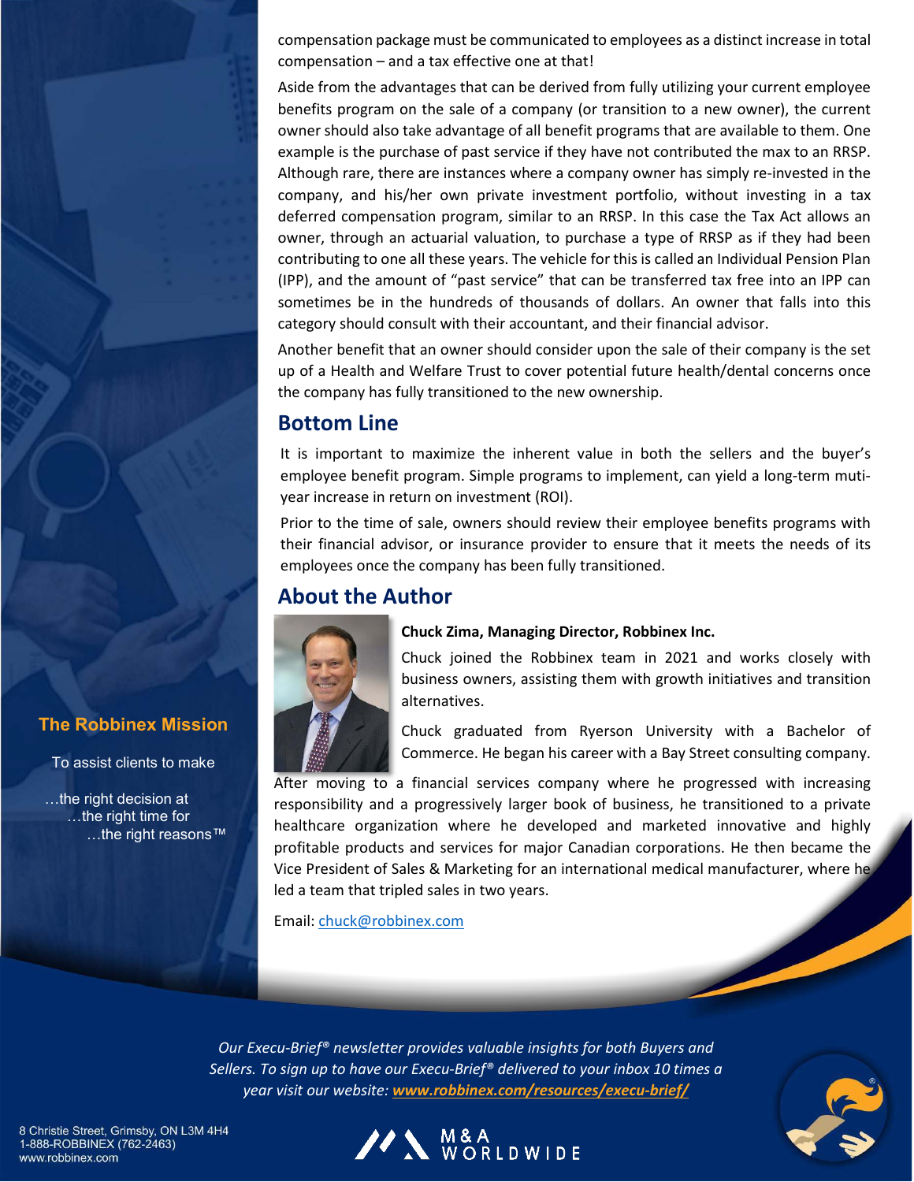compensation package must be communicated to employees as a distinct increase in total compensation – and a tax effective one at that!

Aside from the advantages that can be derived from fully utilizing your current employee benefits program on the sale of a company (or transition to a new owner), the current owner should also take advantage of all benefit programs that are available to them. One example is the purchase of past service if they have not contributed the max to an RRSP. Although rare, there are instances where a company owner has simply re-invested in the company, and his/her own private investment portfolio, without investing in a tax deferred compensation program, similar to an RRSP. In this case the Tax Act allows an owner, through an actuarial valuation, to purchase a type of RRSP as if they had been contributing to one all these years. The vehicle for this is called an Individual Pension Plan (IPP), and the amount of "past service" that can be transferred tax free into an IPP can sometimes be in the hundreds of thousands of dollars. An owner that falls into this category should consult with their accountant, and their financial advisor.

Another benefit that an owner should consider upon the sale of their company is the set up of a Health and Welfare Trust to cover potential future health/dental concerns once the company has fully transitioned to the new ownership.

## Bottom Line

It is important to maximize the inherent value in both the sellers and the buyer's employee benefit program. Simple programs to implement, can yield a long-term muti-year increase in return on investment (ROI).

Prior to the time of sale, owners should review their employee benefits programs with their financial advisor, or insurance provider to ensure that it meets the needs of its employees once the company has been fully transitioned.

## About the Author

**Chuck Zima, Managing Director, Robbinex Inc.**

Chuck joined the Robbinex team in 2021 and works closely with business owners, assisting them with growth initiatives and transition alternatives.

Chuck graduated from Ryerson University with a Bachelor of Commerce. He began his career with a Bay Street consulting company. After moving to a financial services company where he progressed with increasing responsibility and a progressively larger book of business, he transitioned to a private healthcare organization where he developed and marketed innovative and highly profitable products and services for major Canadian corporations. He then became the Vice President of Sales & Marketing for an international medical manufacturer, where he led a team that tripled sales in two years.

Email: chuck@robbinex.com

### The Robbinex Mission

To assist clients to make

…the right decision at
…the right time for
…the right reasons™

*Our Execu-Brief® newsletter provides valuable insights for both Buyers and Sellers. To sign up to have our Execu-Brief® delivered to your inbox 10 times a year visit our website:* ***www.robbinex.com/resources/execu-brief/***

8 Christie Street, Grimsby, ON L3M 4H4
1-888-ROBBINEX (762-2463)
www.robbinex.com

M & A WORLDWIDE